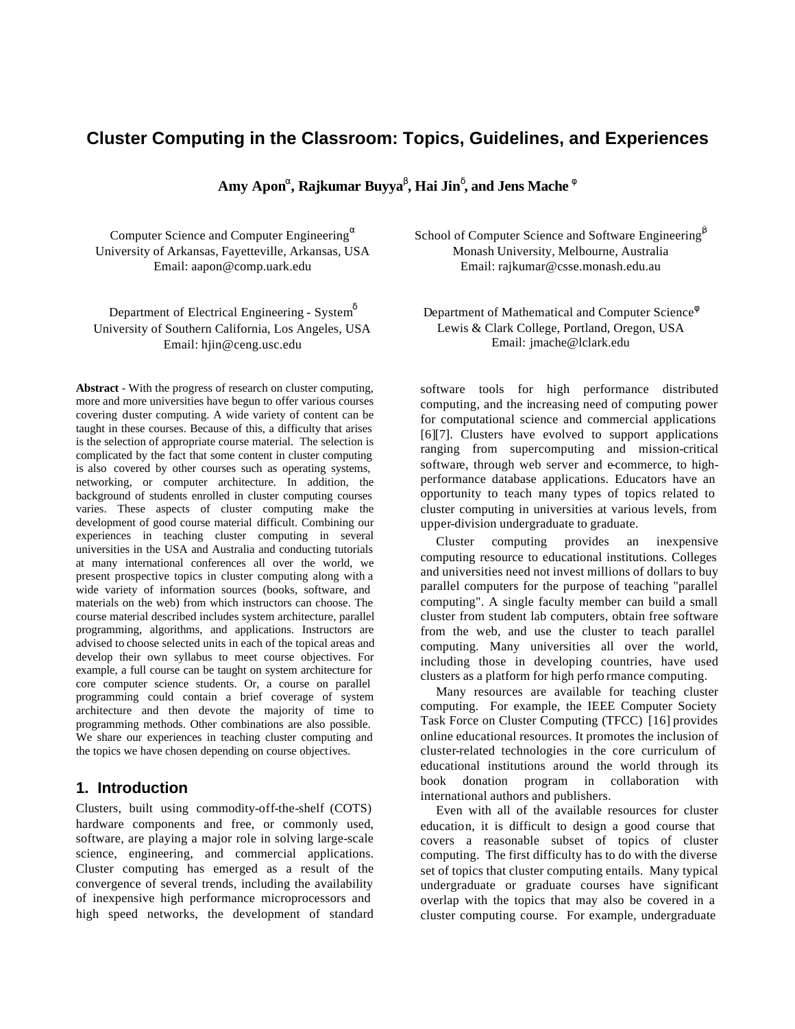# Cluster Computing in the Classroom: Topics, Guidelines, and Experiences

**Amy Apon[α], Rajkumar Buyya[β], Hai Jin[δ], and Jens Mache[φ]**

Computer Science and Computer Engineering[α]
University of Arkansas, Fayetteville, Arkansas, USA
Email: aapon@comp.uark.edu

School of Computer Science and Software Engineering[β]
Monash University, Melbourne, Australia
Email: rajkumar@csse.monash.edu.au

Department of Electrical Engineering - System[δ]
University of Southern California, Los Angeles, USA
Email: hjin@ceng.usc.edu

Department of Mathematical and Computer Science[φ]
Lewis & Clark College, Portland, Oregon, USA
Email: jmache@lclark.edu

**Abstract** - With the progress of research on cluster computing, more and more universities have begun to offer various courses covering duster computing. A wide variety of content can be taught in these courses. Because of this, a difficulty that arises is the selection of appropriate course material. The selection is complicated by the fact that some content in cluster computing is also covered by other courses such as operating systems, networking, or computer architecture. In addition, the background of students enrolled in cluster computing courses varies. These aspects of cluster computing make the development of good course material difficult. Combining our experiences in teaching cluster computing in several universities in the USA and Australia and conducting tutorials at many international conferences all over the world, we present prospective topics in cluster computing along with a wide variety of information sources (books, software, and materials on the web) from which instructors can choose. The course material described includes system architecture, parallel programming, algorithms, and applications. Instructors are advised to choose selected units in each of the topical areas and develop their own syllabus to meet course objectives. For example, a full course can be taught on system architecture for core computer science students. Or, a course on parallel programming could contain a brief coverage of system architecture and then devote the majority of time to programming methods. Other combinations are also possible. We share our experiences in teaching cluster computing and the topics we have chosen depending on course objectives.

## 1. Introduction

Clusters, built using commodity-off-the-shelf (COTS) hardware components and free, or commonly used, software, are playing a major role in solving large-scale science, engineering, and commercial applications. Cluster computing has emerged as a result of the convergence of several trends, including the availability of inexpensive high performance microprocessors and high speed networks, the development of standard software tools for high performance distributed computing, and the increasing need of computing power for computational science and commercial applications [6][7]. Clusters have evolved to support applications ranging from supercomputing and mission-critical software, through web server and e-commerce, to high-performance database applications. Educators have an opportunity to teach many types of topics related to cluster computing in universities at various levels, from upper-division undergraduate to graduate.

Cluster computing provides an inexpensive computing resource to educational institutions. Colleges and universities need not invest millions of dollars to buy parallel computers for the purpose of teaching "parallel computing". A single faculty member can build a small cluster from student lab computers, obtain free software from the web, and use the cluster to teach parallel computing. Many universities all over the world, including those in developing countries, have used clusters as a platform for high performance computing.

Many resources are available for teaching cluster computing. For example, the IEEE Computer Society Task Force on Cluster Computing (TFCC) [16] provides online educational resources. It promotes the inclusion of cluster-related technologies in the core curriculum of educational institutions around the world through its book donation program in collaboration with international authors and publishers.

Even with all of the available resources for cluster education, it is difficult to design a good course that covers a reasonable subset of topics of cluster computing. The first difficulty has to do with the diverse set of topics that cluster computing entails. Many typical undergraduate or graduate courses have significant overlap with the topics that may also be covered in a cluster computing course. For example, undergraduate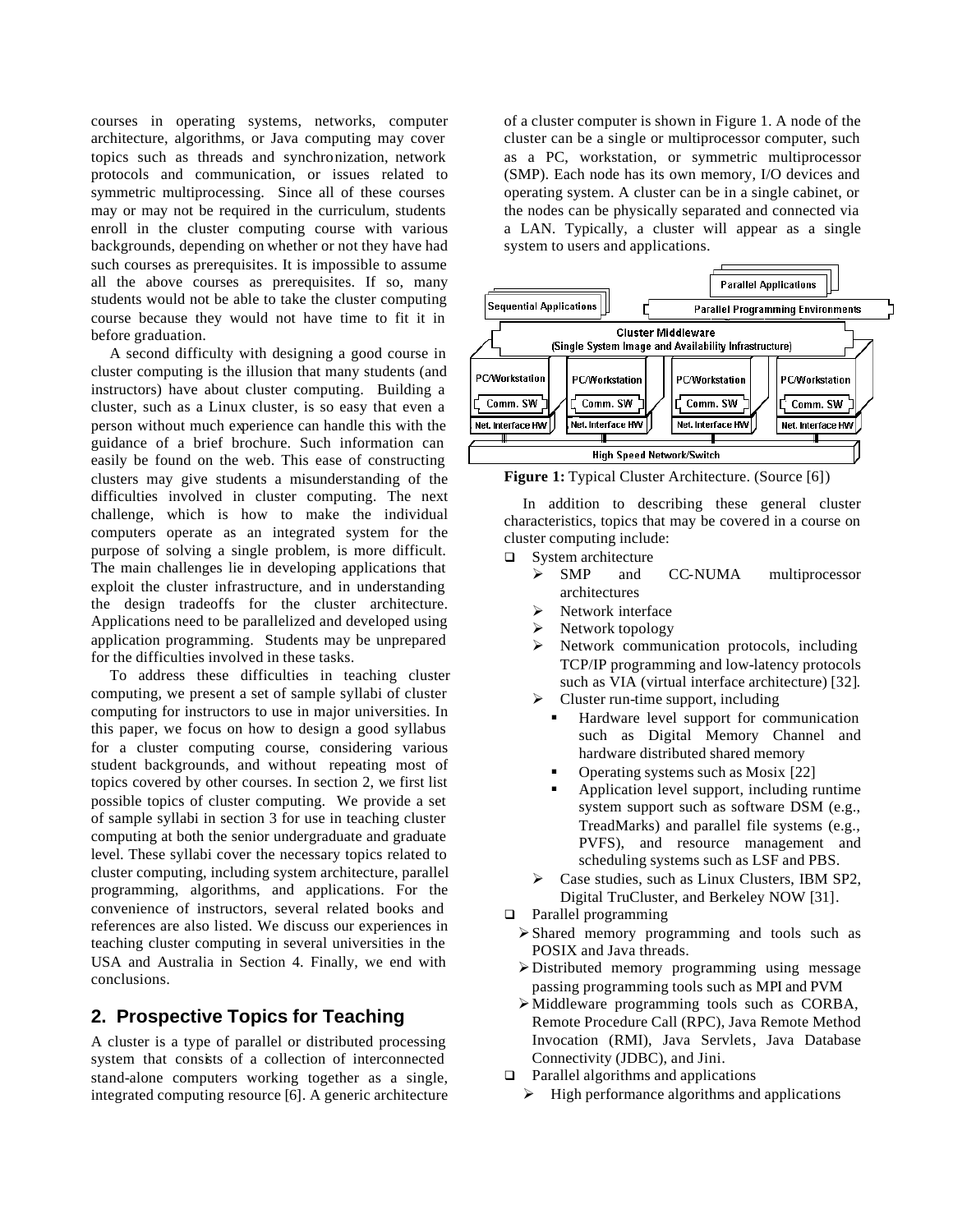courses in operating systems, networks, computer architecture, algorithms, or Java computing may cover topics such as threads and synchronization, network protocols and communication, or issues related to symmetric multiprocessing. Since all of these courses may or may not be required in the curriculum, students enroll in the cluster computing course with various backgrounds, depending on whether or not they have had such courses as prerequisites. It is impossible to assume all the above courses as prerequisites. If so, many students would not be able to take the cluster computing course because they would not have time to fit it in before graduation.

A second difficulty with designing a good course in cluster computing is the illusion that many students (and instructors) have about cluster computing. Building a cluster, such as a Linux cluster, is so easy that even a person without much experience can handle this with the guidance of a brief brochure. Such information can easily be found on the web. This ease of constructing clusters may give students a misunderstanding of the difficulties involved in cluster computing. The next challenge, which is how to make the individual computers operate as an integrated system for the purpose of solving a single problem, is more difficult. The main challenges lie in developing applications that exploit the cluster infrastructure, and in understanding the design tradeoffs for the cluster architecture. Applications need to be parallelized and developed using application programming. Students may be unprepared for the difficulties involved in these tasks.

To address these difficulties in teaching cluster computing, we present a set of sample syllabi of cluster computing for instructors to use in major universities. In this paper, we focus on how to design a good syllabus for a cluster computing course, considering various student backgrounds, and without repeating most of topics covered by other courses. In section 2, we first list possible topics of cluster computing. We provide a set of sample syllabi in section 3 for use in teaching cluster computing at both the senior undergraduate and graduate level. These syllabi cover the necessary topics related to cluster computing, including system architecture, parallel programming, algorithms, and applications. For the convenience of instructors, several related books and references are also listed. We discuss our experiences in teaching cluster computing in several universities in the USA and Australia in Section 4. Finally, we end with conclusions.

## 2. Prospective Topics for Teaching

A cluster is a type of parallel or distributed processing system that consists of a collection of interconnected stand-alone computers working together as a single, integrated computing resource [6]. A generic architecture of a cluster computer is shown in Figure 1. A node of the cluster can be a single or multiprocessor computer, such as a PC, workstation, or symmetric multiprocessor (SMP). Each node has its own memory, I/O devices and operating system. A cluster can be in a single cabinet, or the nodes can be physically separated and connected via a LAN. Typically, a cluster will appear as a single system to users and applications.

**Figure 1:** Typical Cluster Architecture. (Source [6])

In addition to describing these general cluster characteristics, topics that may be covered in a course on cluster computing include:

- System architecture
  - SMP and CC-NUMA multiprocessor architectures
  - Network interface
  - Network topology
  - Network communication protocols, including TCP/IP programming and low-latency protocols such as VIA (virtual interface architecture) [32].
  - Cluster run-time support, including
    - Hardware level support for communication such as Digital Memory Channel and hardware distributed shared memory
    - Operating systems such as Mosix [22]
    - Application level support, including runtime system support such as software DSM (e.g., TreadMarks) and parallel file systems (e.g., PVFS), and resource management and scheduling systems such as LSF and PBS.
  - Case studies, such as Linux Clusters, IBM SP2, Digital TruCluster, and Berkeley NOW [31].
- Parallel programming
  - Shared memory programming and tools such as POSIX and Java threads.
  - Distributed memory programming using message passing programming tools such as MPI and PVM
  - Middleware programming tools such as CORBA, Remote Procedure Call (RPC), Java Remote Method Invocation (RMI), Java Servlets, Java Database Connectivity (JDBC), and Jini.
- Parallel algorithms and applications
  - High performance algorithms and applications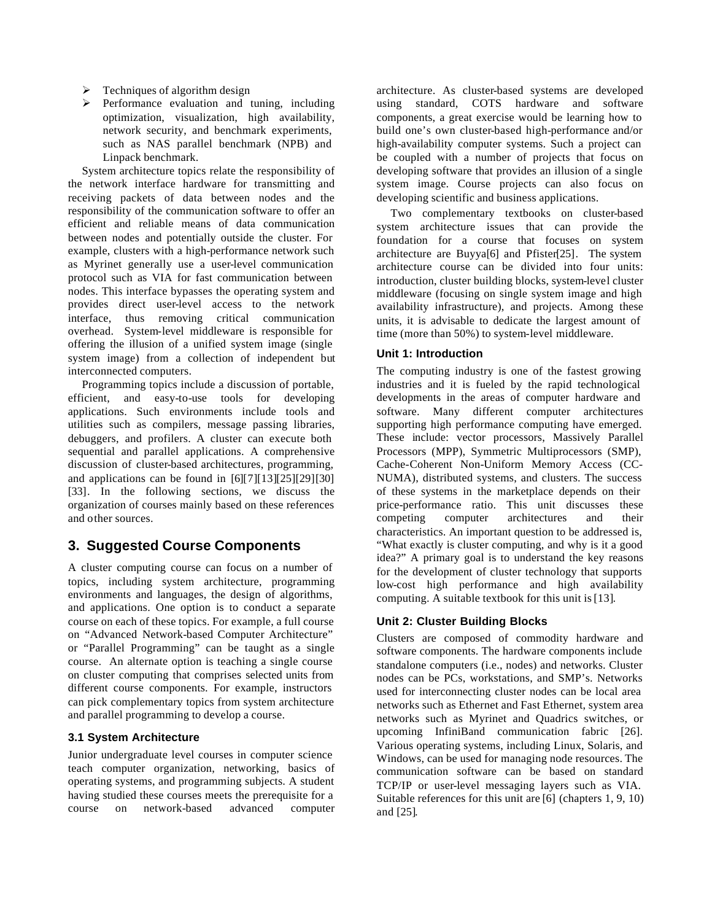- Techniques of algorithm design
- Performance evaluation and tuning, including optimization, visualization, high availability, network security, and benchmark experiments, such as NAS parallel benchmark (NPB) and Linpack benchmark.

System architecture topics relate the responsibility of the network interface hardware for transmitting and receiving packets of data between nodes and the responsibility of the communication software to offer an efficient and reliable means of data communication between nodes and potentially outside the cluster. For example, clusters with a high-performance network such as Myrinet generally use a user-level communication protocol such as VIA for fast communication between nodes. This interface bypasses the operating system and provides direct user-level access to the network interface, thus removing critical communication overhead. System-level middleware is responsible for offering the illusion of a unified system image (single system image) from a collection of independent but interconnected computers.

Programming topics include a discussion of portable, efficient, and easy-to-use tools for developing applications. Such environments include tools and utilities such as compilers, message passing libraries, debuggers, and profilers. A cluster can execute both sequential and parallel applications. A comprehensive discussion of cluster-based architectures, programming, and applications can be found in [6][7][13][25][29][30][33]. In the following sections, we discuss the organization of courses mainly based on these references and other sources.

## 3. Suggested Course Components

A cluster computing course can focus on a number of topics, including system architecture, programming environments and languages, the design of algorithms, and applications. One option is to conduct a separate course on each of these topics. For example, a full course on "Advanced Network-based Computer Architecture" or "Parallel Programming" can be taught as a single course. An alternate option is teaching a single course on cluster computing that comprises selected units from different course components. For example, instructors can pick complementary topics from system architecture and parallel programming to develop a course.

### 3.1 System Architecture

Junior undergraduate level courses in computer science teach computer organization, networking, basics of operating systems, and programming subjects. A student having studied these courses meets the prerequisite for a course on network-based advanced computer architecture. As cluster-based systems are developed using standard, COTS hardware and software components, a great exercise would be learning how to build one's own cluster-based high-performance and/or high-availability computer systems. Such a project can be coupled with a number of projects that focus on developing software that provides an illusion of a single system image. Course projects can also focus on developing scientific and business applications.

Two complementary textbooks on cluster-based system architecture issues that can provide the foundation for a course that focuses on system architecture are Buyya[6] and Pfister[25]. The system architecture course can be divided into four units: introduction, cluster building blocks, system-level cluster middleware (focusing on single system image and high availability infrastructure), and projects. Among these units, it is advisable to dedicate the largest amount of time (more than 50%) to system-level middleware.

#### Unit 1: Introduction

The computing industry is one of the fastest growing industries and it is fueled by the rapid technological developments in the areas of computer hardware and software. Many different computer architectures supporting high performance computing have emerged. These include: vector processors, Massively Parallel Processors (MPP), Symmetric Multiprocessors (SMP), Cache-Coherent Non-Uniform Memory Access (CC-NUMA), distributed systems, and clusters. The success of these systems in the marketplace depends on their price-performance ratio. This unit discusses these competing computer architectures and their characteristics. An important question to be addressed is, "What exactly is cluster computing, and why is it a good idea?" A primary goal is to understand the key reasons for the development of cluster technology that supports low-cost high performance and high availability computing. A suitable textbook for this unit is [13].

#### Unit 2: Cluster Building Blocks

Clusters are composed of commodity hardware and software components. The hardware components include standalone computers (i.e., nodes) and networks. Cluster nodes can be PCs, workstations, and SMP's. Networks used for interconnecting cluster nodes can be local area networks such as Ethernet and Fast Ethernet, system area networks such as Myrinet and Quadrics switches, or upcoming InfiniBand communication fabric [26]. Various operating systems, including Linux, Solaris, and Windows, can be used for managing node resources. The communication software can be based on standard TCP/IP or user-level messaging layers such as VIA. Suitable references for this unit are [6] (chapters 1, 9, 10) and [25].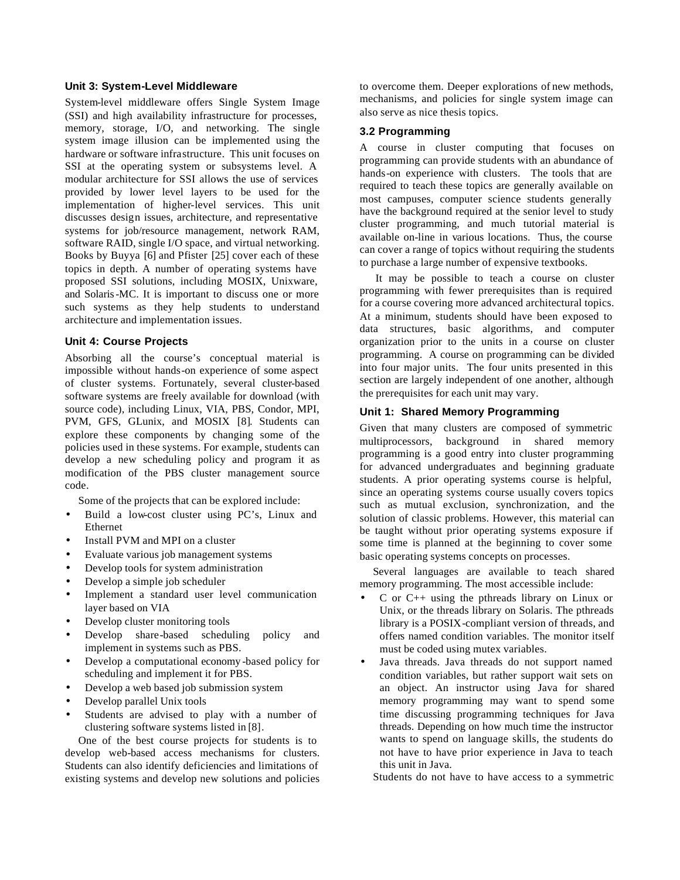### Unit 3: System-Level Middleware

System-level middleware offers Single System Image (SSI) and high availability infrastructure for processes, memory, storage, I/O, and networking. The single system image illusion can be implemented using the hardware or software infrastructure. This unit focuses on SSI at the operating system or subsystems level. A modular architecture for SSI allows the use of services provided by lower level layers to be used for the implementation of higher-level services. This unit discusses design issues, architecture, and representative systems for job/resource management, network RAM, software RAID, single I/O space, and virtual networking. Books by Buyya [6] and Pfister [25] cover each of these topics in depth. A number of operating systems have proposed SSI solutions, including MOSIX, Unixware, and Solaris-MC. It is important to discuss one or more such systems as they help students to understand architecture and implementation issues.

### Unit 4: Course Projects

Absorbing all the course's conceptual material is impossible without hands-on experience of some aspect of cluster systems. Fortunately, several cluster-based software systems are freely available for download (with source code), including Linux, VIA, PBS, Condor, MPI, PVM, GFS, GLunix, and MOSIX [8]. Students can explore these components by changing some of the policies used in these systems. For example, students can develop a new scheduling policy and program it as modification of the PBS cluster management source code.

Some of the projects that can be explored include:

- Build a low-cost cluster using PC's, Linux and Ethernet
- Install PVM and MPI on a cluster
- Evaluate various job management systems
- Develop tools for system administration
- Develop a simple job scheduler
- Implement a standard user level communication layer based on VIA
- Develop cluster monitoring tools
- Develop share-based scheduling policy and implement in systems such as PBS.
- Develop a computational economy-based policy for scheduling and implement it for PBS.
- Develop a web based job submission system
- Develop parallel Unix tools
- Students are advised to play with a number of clustering software systems listed in [8].

One of the best course projects for students is to develop web-based access mechanisms for clusters. Students can also identify deficiencies and limitations of existing systems and develop new solutions and policies to overcome them. Deeper explorations of new methods, mechanisms, and policies for single system image can also serve as nice thesis topics.

## 3.2 Programming

A course in cluster computing that focuses on programming can provide students with an abundance of hands-on experience with clusters. The tools that are required to teach these topics are generally available on most campuses, computer science students generally have the background required at the senior level to study cluster programming, and much tutorial material is available on-line in various locations. Thus, the course can cover a range of topics without requiring the students to purchase a large number of expensive textbooks.

It may be possible to teach a course on cluster programming with fewer prerequisites than is required for a course covering more advanced architectural topics. At a minimum, students should have been exposed to data structures, basic algorithms, and computer organization prior to the units in a course on cluster programming. A course on programming can be divided into four major units. The four units presented in this section are largely independent of one another, although the prerequisites for each unit may vary.

### Unit 1: Shared Memory Programming

Given that many clusters are composed of symmetric multiprocessors, background in shared memory programming is a good entry into cluster programming for advanced undergraduates and beginning graduate students. A prior operating systems course is helpful, since an operating systems course usually covers topics such as mutual exclusion, synchronization, and the solution of classic problems. However, this material can be taught without prior operating systems exposure if some time is planned at the beginning to cover some basic operating systems concepts on processes.

Several languages are available to teach shared memory programming. The most accessible include:

- C or C++ using the pthreads library on Linux or Unix, or the threads library on Solaris. The pthreads library is a POSIX-compliant version of threads, and offers named condition variables. The monitor itself must be coded using mutex variables.
- Java threads. Java threads do not support named condition variables, but rather support wait sets on an object. An instructor using Java for shared memory programming may want to spend some time discussing programming techniques for Java threads. Depending on how much time the instructor wants to spend on language skills, the students do not have to have prior experience in Java to teach this unit in Java.

Students do not have to have access to a symmetric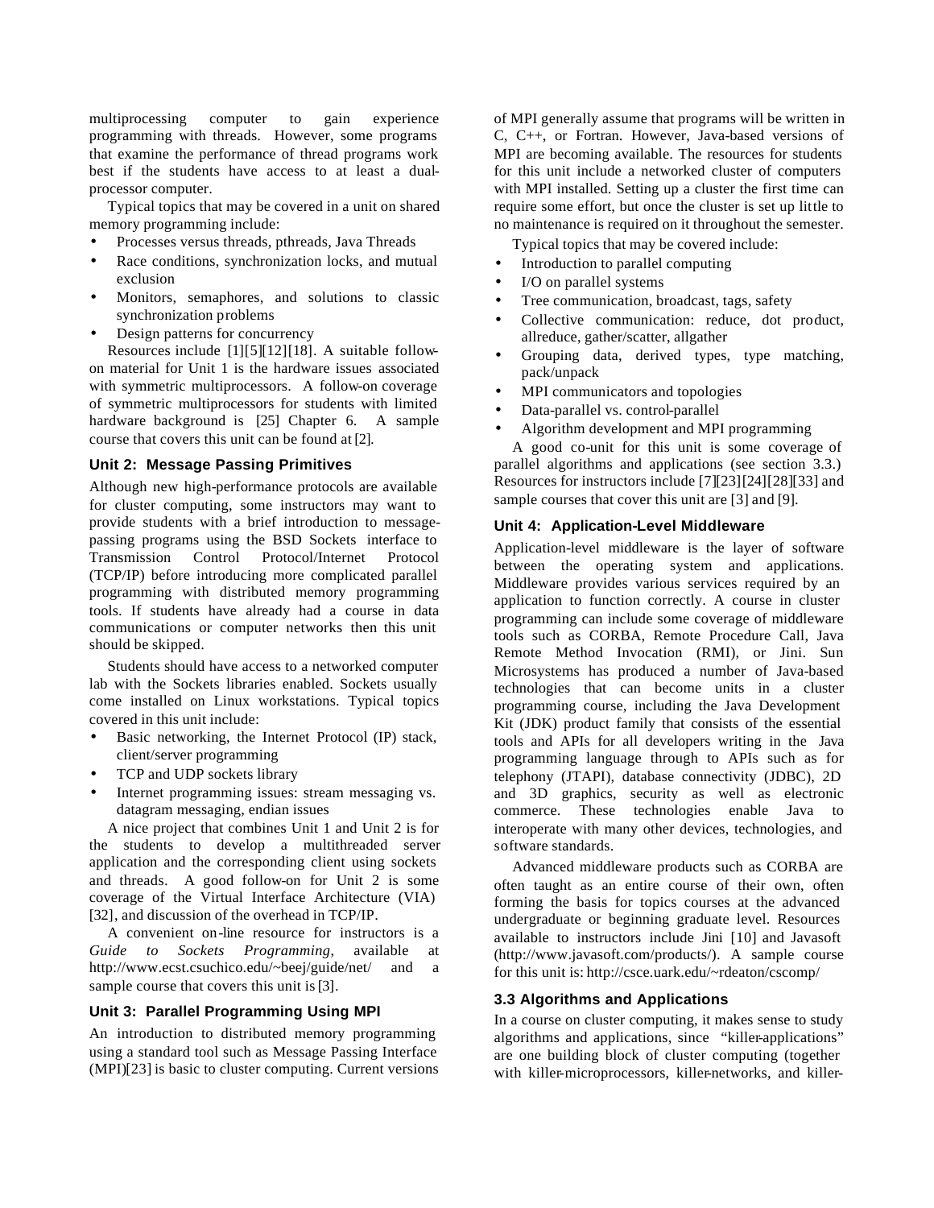multiprocessing computer to gain experience programming with threads. However, some programs that examine the performance of thread programs work best if the students have access to at least a dual-processor computer.

Typical topics that may be covered in a unit on shared memory programming include:

- Processes versus threads, pthreads, Java Threads
- Race conditions, synchronization locks, and mutual exclusion
- Monitors, semaphores, and solutions to classic synchronization problems
- Design patterns for concurrency

Resources include [1][5][12][18]. A suitable follow-on material for Unit 1 is the hardware issues associated with symmetric multiprocessors. A follow-on coverage of symmetric multiprocessors for students with limited hardware background is [25] Chapter 6. A sample course that covers this unit can be found at [2].

### Unit 2: Message Passing Primitives

Although new high-performance protocols are available for cluster computing, some instructors may want to provide students with a brief introduction to message-passing programs using the BSD Sockets interface to Transmission Control Protocol/Internet Protocol (TCP/IP) before introducing more complicated parallel programming with distributed memory programming tools. If students have already had a course in data communications or computer networks then this unit should be skipped.

Students should have access to a networked computer lab with the Sockets libraries enabled. Sockets usually come installed on Linux workstations. Typical topics covered in this unit include:

- Basic networking, the Internet Protocol (IP) stack, client/server programming
- TCP and UDP sockets library
- Internet programming issues: stream messaging vs. datagram messaging, endian issues

A nice project that combines Unit 1 and Unit 2 is for the students to develop a multithreaded server application and the corresponding client using sockets and threads. A good follow-on for Unit 2 is some coverage of the Virtual Interface Architecture (VIA) [32], and discussion of the overhead in TCP/IP.

A convenient on-line resource for instructors is a *Guide to Sockets Programming*, available at http://www.ecst.csuchico.edu/~beej/guide/net/ and a sample course that covers this unit is [3].

### Unit 3: Parallel Programming Using MPI

An introduction to distributed memory programming using a standard tool such as Message Passing Interface (MPI)[23] is basic to cluster computing. Current versions of MPI generally assume that programs will be written in C, C++, or Fortran. However, Java-based versions of MPI are becoming available. The resources for students for this unit include a networked cluster of computers with MPI installed. Setting up a cluster the first time can require some effort, but once the cluster is set up little to no maintenance is required on it throughout the semester.

Typical topics that may be covered include:

- Introduction to parallel computing
- I/O on parallel systems
- Tree communication, broadcast, tags, safety
- Collective communication: reduce, dot product, allreduce, gather/scatter, allgather
- Grouping data, derived types, type matching, pack/unpack
- MPI communicators and topologies
- Data-parallel vs. control-parallel
- Algorithm development and MPI programming

A good co-unit for this unit is some coverage of parallel algorithms and applications (see section 3.3.) Resources for instructors include [7][23][24][28][33] and sample courses that cover this unit are [3] and [9].

### Unit 4: Application-Level Middleware

Application-level middleware is the layer of software between the operating system and applications. Middleware provides various services required by an application to function correctly. A course in cluster programming can include some coverage of middleware tools such as CORBA, Remote Procedure Call, Java Remote Method Invocation (RMI), or Jini. Sun Microsystems has produced a number of Java-based technologies that can become units in a cluster programming course, including the Java Development Kit (JDK) product family that consists of the essential tools and APIs for all developers writing in the Java programming language through to APIs such as for telephony (JTAPI), database connectivity (JDBC), 2D and 3D graphics, security as well as electronic commerce. These technologies enable Java to interoperate with many other devices, technologies, and software standards.

Advanced middleware products such as CORBA are often taught as an entire course of their own, often forming the basis for topics courses at the advanced undergraduate or beginning graduate level. Resources available to instructors include Jini [10] and Javasoft (http://www.javasoft.com/products/). A sample course for this unit is: http://csce.uark.edu/~rdeaton/cscomp/

## 3.3 Algorithms and Applications

In a course on cluster computing, it makes sense to study algorithms and applications, since "killer-applications" are one building block of cluster computing (together with killer-microprocessors, killer-networks, and killer-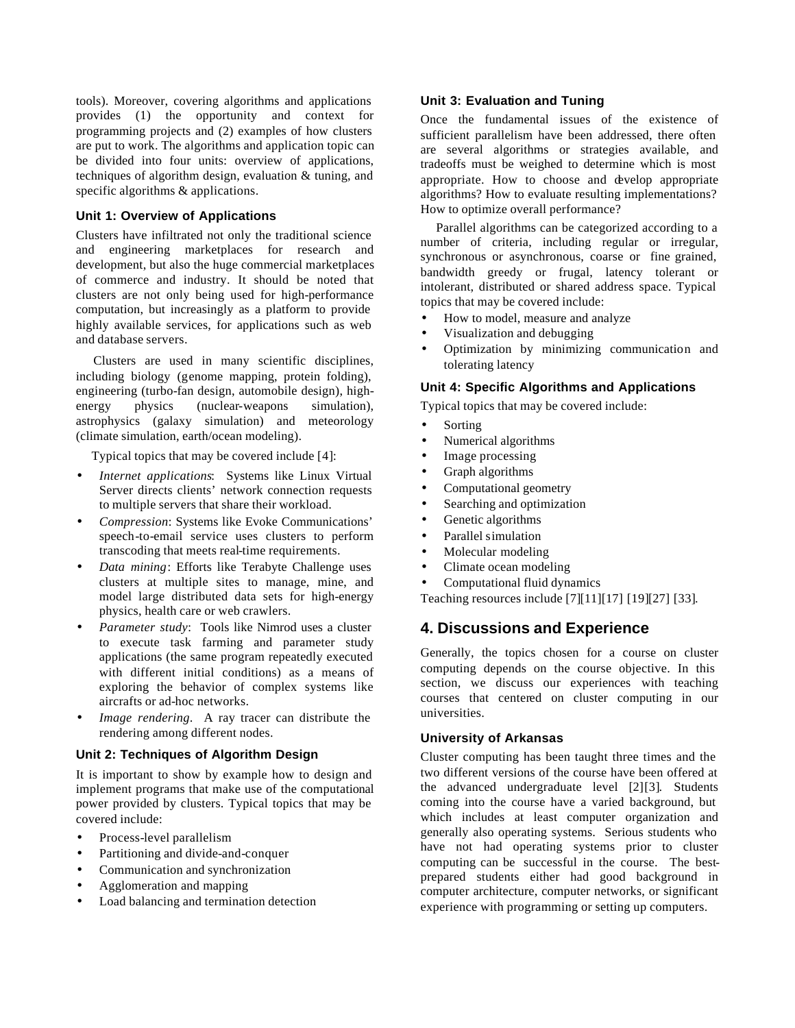tools). Moreover, covering algorithms and applications provides (1) the opportunity and context for programming projects and (2) examples of how clusters are put to work. The algorithms and application topic can be divided into four units: overview of applications, techniques of algorithm design, evaluation & tuning, and specific algorithms & applications.

### Unit 1: Overview of Applications

Clusters have infiltrated not only the traditional science and engineering marketplaces for research and development, but also the huge commercial marketplaces of commerce and industry. It should be noted that clusters are not only being used for high-performance computation, but increasingly as a platform to provide highly available services, for applications such as web and database servers.

Clusters are used in many scientific disciplines, including biology (genome mapping, protein folding), engineering (turbo-fan design, automobile design), high-energy physics (nuclear-weapons simulation), astrophysics (galaxy simulation) and meteorology (climate simulation, earth/ocean modeling).

Typical topics that may be covered include [4]:

- *Internet applications*: Systems like Linux Virtual Server directs clients' network connection requests to multiple servers that share their workload.
- *Compression*: Systems like Evoke Communications' speech-to-email service uses clusters to perform transcoding that meets real-time requirements.
- *Data mining*: Efforts like Terabyte Challenge uses clusters at multiple sites to manage, mine, and model large distributed data sets for high-energy physics, health care or web crawlers.
- *Parameter study*: Tools like Nimrod uses a cluster to execute task farming and parameter study applications (the same program repeatedly executed with different initial conditions) as a means of exploring the behavior of complex systems like aircrafts or ad-hoc networks.
- *Image rendering*. A ray tracer can distribute the rendering among different nodes.

### Unit 2: Techniques of Algorithm Design

It is important to show by example how to design and implement programs that make use of the computational power provided by clusters. Typical topics that may be covered include:

- Process-level parallelism
- Partitioning and divide-and-conquer
- Communication and synchronization
- Agglomeration and mapping
- Load balancing and termination detection

### Unit 3: Evaluation and Tuning

Once the fundamental issues of the existence of sufficient parallelism have been addressed, there often are several algorithms or strategies available, and tradeoffs must be weighed to determine which is most appropriate. How to choose and develop appropriate algorithms? How to evaluate resulting implementations? How to optimize overall performance?

Parallel algorithms can be categorized according to a number of criteria, including regular or irregular, synchronous or asynchronous, coarse or fine grained, bandwidth greedy or frugal, latency tolerant or intolerant, distributed or shared address space. Typical topics that may be covered include:

- How to model, measure and analyze
- Visualization and debugging
- Optimization by minimizing communication and tolerating latency

### Unit 4: Specific Algorithms and Applications

Typical topics that may be covered include:

- Sorting
- Numerical algorithms
- Image processing
- Graph algorithms
- Computational geometry
- Searching and optimization
- Genetic algorithms
- Parallel simulation
- Molecular modeling
- Climate ocean modeling
- Computational fluid dynamics

Teaching resources include [7][11][17] [19][27] [33].

## 4. Discussions and Experience

Generally, the topics chosen for a course on cluster computing depends on the course objective. In this section, we discuss our experiences with teaching courses that centered on cluster computing in our universities.

### University of Arkansas

Cluster computing has been taught three times and the two different versions of the course have been offered at the advanced undergraduate level [2][3]. Students coming into the course have a varied background, but which includes at least computer organization and generally also operating systems. Serious students who have not had operating systems prior to cluster computing can be successful in the course. The best-prepared students either had good background in computer architecture, computer networks, or significant experience with programming or setting up computers.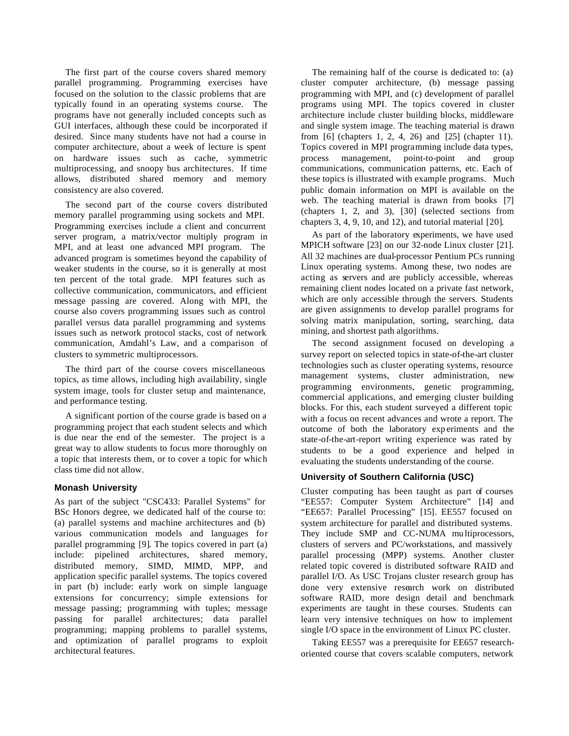The first part of the course covers shared memory parallel programming. Programming exercises have focused on the solution to the classic problems that are typically found in an operating systems course. The programs have not generally included concepts such as GUI interfaces, although these could be incorporated if desired. Since many students have not had a course in computer architecture, about a week of lecture is spent on hardware issues such as cache, symmetric multiprocessing, and snoopy bus architectures. If time allows, distributed shared memory and memory consistency are also covered.

The second part of the course covers distributed memory parallel programming using sockets and MPI. Programming exercises include a client and concurrent server program, a matrix/vector multiply program in MPI, and at least one advanced MPI program. The advanced program is sometimes beyond the capability of weaker students in the course, so it is generally at most ten percent of the total grade. MPI features such as collective communication, communicators, and efficient message passing are covered. Along with MPI, the course also covers programming issues such as control parallel versus data parallel programming and systems issues such as network protocol stacks, cost of network communication, Amdahl's Law, and a comparison of clusters to symmetric multiprocessors.

The third part of the course covers miscellaneous topics, as time allows, including high availability, single system image, tools for cluster setup and maintenance, and performance testing.

A significant portion of the course grade is based on a programming project that each student selects and which is due near the end of the semester. The project is a great way to allow students to focus more thoroughly on a topic that interests them, or to cover a topic for which class time did not allow.

### Monash University

As part of the subject "CSC433: Parallel Systems" for BSc Honors degree, we dedicated half of the course to: (a) parallel systems and machine architectures and (b) various communication models and languages for parallel programming [9]. The topics covered in part (a) include: pipelined architectures, shared memory, distributed memory, SIMD, MIMD, MPP, and application specific parallel systems. The topics covered in part (b) include: early work on simple language extensions for concurrency; simple extensions for message passing; programming with tuples; message passing for parallel architectures; data parallel programming; mapping problems to parallel systems, and optimization of parallel programs to exploit architectural features.

The remaining half of the course is dedicated to: (a) cluster computer architecture, (b) message passing programming with MPI, and (c) development of parallel programs using MPI. The topics covered in cluster architecture include cluster building blocks, middleware and single system image. The teaching material is drawn from [6] (chapters 1, 2, 4, 26) and [25] (chapter 11). Topics covered in MPI programming include data types, process management, point-to-point and group communications, communication patterns, etc. Each of these topics is illustrated with example programs. Much public domain information on MPI is available on the web. The teaching material is drawn from books [7] (chapters 1, 2, and 3), [30] (selected sections from chapters 3, 4, 9, 10, and 12), and tutorial material [20].

As part of the laboratory experiments, we have used MPICH software [23] on our 32-node Linux cluster [21]. All 32 machines are dual-processor Pentium PCs running Linux operating systems. Among these, two nodes are acting as servers and are publicly accessible, whereas remaining client nodes located on a private fast network, which are only accessible through the servers. Students are given assignments to develop parallel programs for solving matrix manipulation, sorting, searching, data mining, and shortest path algorithms.

The second assignment focused on developing a survey report on selected topics in state-of-the-art cluster technologies such as cluster operating systems, resource management systems, cluster administration, new programming environments, genetic programming, commercial applications, and emerging cluster building blocks. For this, each student surveyed a different topic with a focus on recent advances and wrote a report. The outcome of both the laboratory experiments and the state-of-the-art-report writing experience was rated by students to be a good experience and helped in evaluating the students understanding of the course.

### University of Southern California (USC)

Cluster computing has been taught as part of courses "EE557: Computer System Architecture" [14] and "EE657: Parallel Processing" [15]. EE557 focused on system architecture for parallel and distributed systems. They include SMP and CC-NUMA multiprocessors, clusters of servers and PC/workstations, and massively parallel processing (MPP) systems. Another cluster related topic covered is distributed software RAID and parallel I/O. As USC Trojans cluster research group has done very extensive research work on distributed software RAID, more design detail and benchmark experiments are taught in these courses. Students can learn very intensive techniques on how to implement single I/O space in the environment of Linux PC cluster.

Taking EE557 was a prerequisite for EE657 research-oriented course that covers scalable computers, network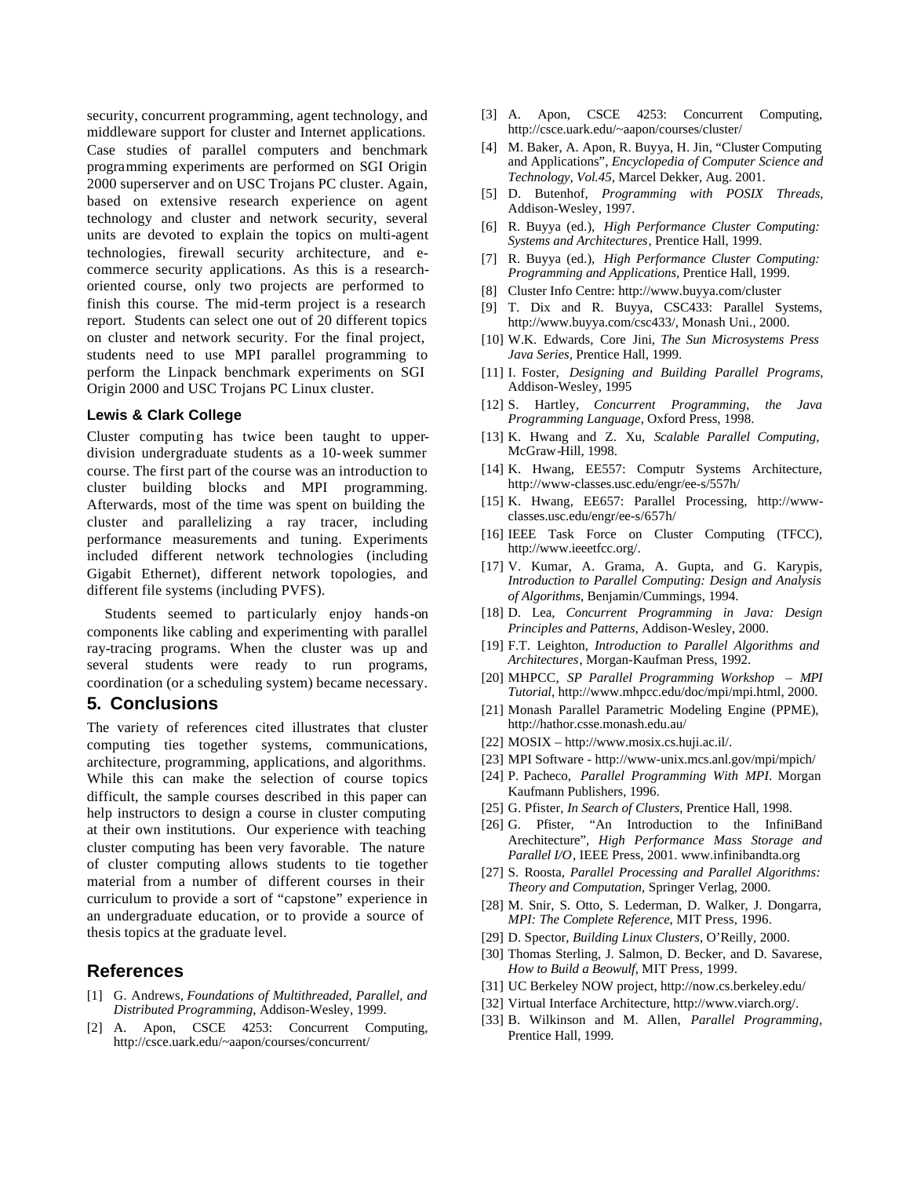security, concurrent programming, agent technology, and middleware support for cluster and Internet applications. Case studies of parallel computers and benchmark programming experiments are performed on SGI Origin 2000 superserver and on USC Trojans PC cluster. Again, based on extensive research experience on agent technology and cluster and network security, several units are devoted to explain the topics on multi-agent technologies, firewall security architecture, and e-commerce security applications. As this is a research-oriented course, only two projects are performed to finish this course. The mid-term project is a research report. Students can select one out of 20 different topics on cluster and network security. For the final project, students need to use MPI parallel programming to perform the Linpack benchmark experiments on SGI Origin 2000 and USC Trojans PC Linux cluster.

### Lewis & Clark College

Cluster computing has twice been taught to upper-division undergraduate students as a 10-week summer course. The first part of the course was an introduction to cluster building blocks and MPI programming. Afterwards, most of the time was spent on building the cluster and parallelizing a ray tracer, including performance measurements and tuning. Experiments included different network technologies (including Gigabit Ethernet), different network topologies, and different file systems (including PVFS).

Students seemed to particularly enjoy hands-on components like cabling and experimenting with parallel ray-tracing programs. When the cluster was up and several students were ready to run programs, coordination (or a scheduling system) became necessary.

## 5. Conclusions

The variety of references cited illustrates that cluster computing ties together systems, communications, architecture, programming, applications, and algorithms. While this can make the selection of course topics difficult, the sample courses described in this paper can help instructors to design a course in cluster computing at their own institutions. Our experience with teaching cluster computing has been very favorable. The nature of cluster computing allows students to tie together material from a number of different courses in their curriculum to provide a sort of "capstone" experience in an undergraduate education, or to provide a source of thesis topics at the graduate level.

## References

[1] G. Andrews, *Foundations of Multithreaded, Parallel, and Distributed Programming*, Addison-Wesley, 1999.

[2] A. Apon, CSCE 4253: Concurrent Computing, http://csce.uark.edu/~aapon/courses/concurrent/

[3] A. Apon, CSCE 4253: Concurrent Computing, http://csce.uark.edu/~aapon/courses/cluster/

[4] M. Baker, A. Apon, R. Buyya, H. Jin, "Cluster Computing and Applications", *Encyclopedia of Computer Science and Technology, Vol.45*, Marcel Dekker, Aug. 2001.

[5] D. Butenhof, *Programming with POSIX Threads*, Addison-Wesley, 1997.

[6] R. Buyya (ed.), *High Performance Cluster Computing: Systems and Architectures*, Prentice Hall, 1999.

[7] R. Buyya (ed.), *High Performance Cluster Computing: Programming and Applications*, Prentice Hall, 1999.

[8] Cluster Info Centre: http://www.buyya.com/cluster

[9] T. Dix and R. Buyya, CSC433: Parallel Systems, http://www.buyya.com/csc433/, Monash Uni., 2000.

[10] W.K. Edwards, Core Jini, *The Sun Microsystems Press Java Series*, Prentice Hall, 1999.

[11] I. Foster, *Designing and Building Parallel Programs*, Addison-Wesley, 1995

[12] S. Hartley, *Concurrent Programming, the Java Programming Language*, Oxford Press, 1998.

[13] K. Hwang and Z. Xu, *Scalable Parallel Computing*, McGraw-Hill, 1998.

[14] K. Hwang, EE557: Computr Systems Architecture, http://www-classes.usc.edu/engr/ee-s/557h/

[15] K. Hwang, EE657: Parallel Processing, http://www-classes.usc.edu/engr/ee-s/657h/

[16] IEEE Task Force on Cluster Computing (TFCC), http://www.ieeetfcc.org/.

[17] V. Kumar, A. Grama, A. Gupta, and G. Karypis, *Introduction to Parallel Computing: Design and Analysis of Algorithms*, Benjamin/Cummings, 1994.

[18] D. Lea, *Concurrent Programming in Java: Design Principles and Patterns*, Addison-Wesley, 2000.

[19] F.T. Leighton, *Introduction to Parallel Algorithms and Architectures*, Morgan-Kaufman Press, 1992.

[20] MHPCC, *SP Parallel Programming Workshop – MPI Tutorial*, http://www.mhpcc.edu/doc/mpi/mpi.html, 2000.

[21] Monash Parallel Parametric Modeling Engine (PPME), http://hathor.csse.monash.edu.au/

[22] MOSIX – http://www.mosix.cs.huji.ac.il/.

[23] MPI Software - http://www-unix.mcs.anl.gov/mpi/mpich/

[24] P. Pacheco, *Parallel Programming With MPI*. Morgan Kaufmann Publishers, 1996.

[25] G. Pfister, *In Search of Clusters*, Prentice Hall, 1998.

[26] G. Pfister, "An Introduction to the InfiniBand Arechitecture", *High Performance Mass Storage and Parallel I/O*, IEEE Press, 2001. www.infinibandta.org

[27] S. Roosta, *Parallel Processing and Parallel Algorithms: Theory and Computation*, Springer Verlag, 2000.

[28] M. Snir, S. Otto, S. Lederman, D. Walker, J. Dongarra, *MPI: The Complete Reference*, MIT Press, 1996.

[29] D. Spector, *Building Linux Clusters*, O'Reilly, 2000.

[30] Thomas Sterling, J. Salmon, D. Becker, and D. Savarese, *How to Build a Beowulf*, MIT Press, 1999.

[31] UC Berkeley NOW project, http://now.cs.berkeley.edu/

[32] Virtual Interface Architecture, http://www.viarch.org/.

[33] B. Wilkinson and M. Allen, *Parallel Programming*, Prentice Hall, 1999.